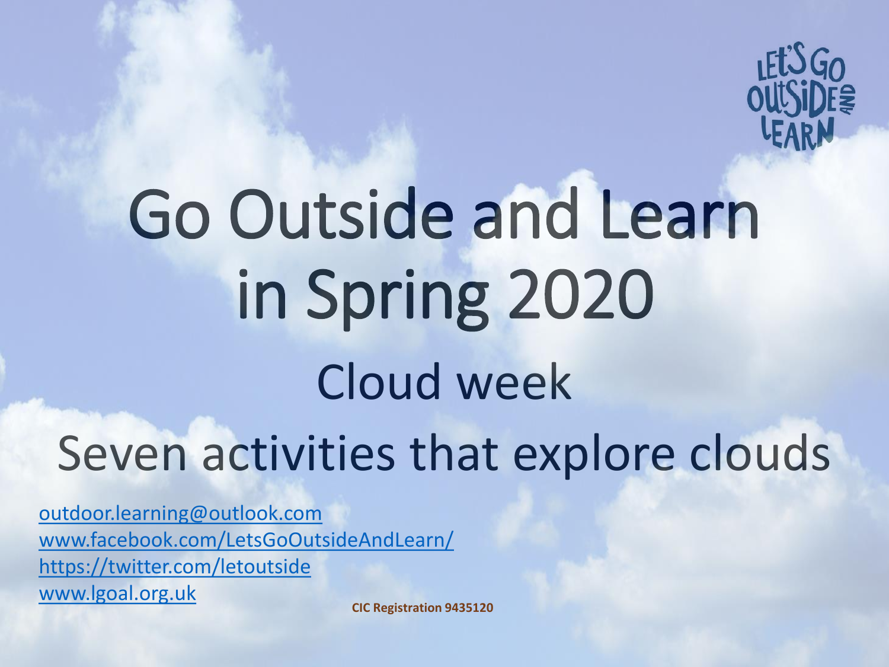LET'S GO OUTSIDE AND LEARN

# Go Outside and Learn in Spring 2020

## Cloud week

## Seven activities that explore clouds

outdoor.learning@outlook.com
www.facebook.com/LetsGoOutsideAndLearn/
https://twitter.com/letoutside
www.lgoal.org.uk

**CIC Registration 9435120**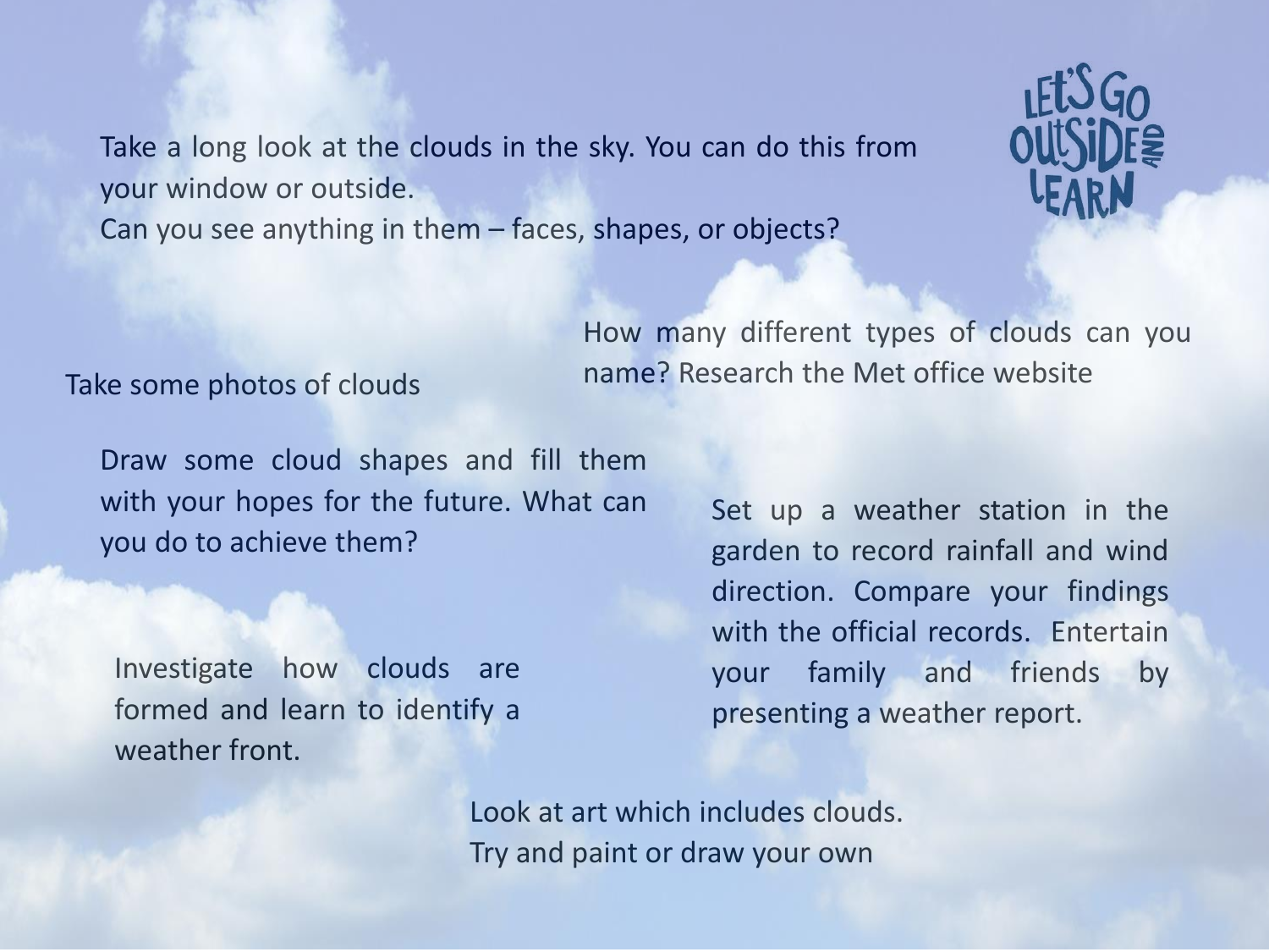Take a long look at the clouds in the sky. You can do this from your window or outside.
Can you see anything in them – faces, shapes, or objects?

LET'S GO OUTSIDE AND LEARN

Take some photos of clouds

How many different types of clouds can you name? Research the Met office website

Draw some cloud shapes and fill them with your hopes for the future. What can you do to achieve them?

Set up a weather station in the garden to record rainfall and wind direction. Compare your findings with the official records. Entertain your family and friends by presenting a weather report.

Investigate how clouds are formed and learn to identify a weather front.

Look at art which includes clouds.
Try and paint or draw your own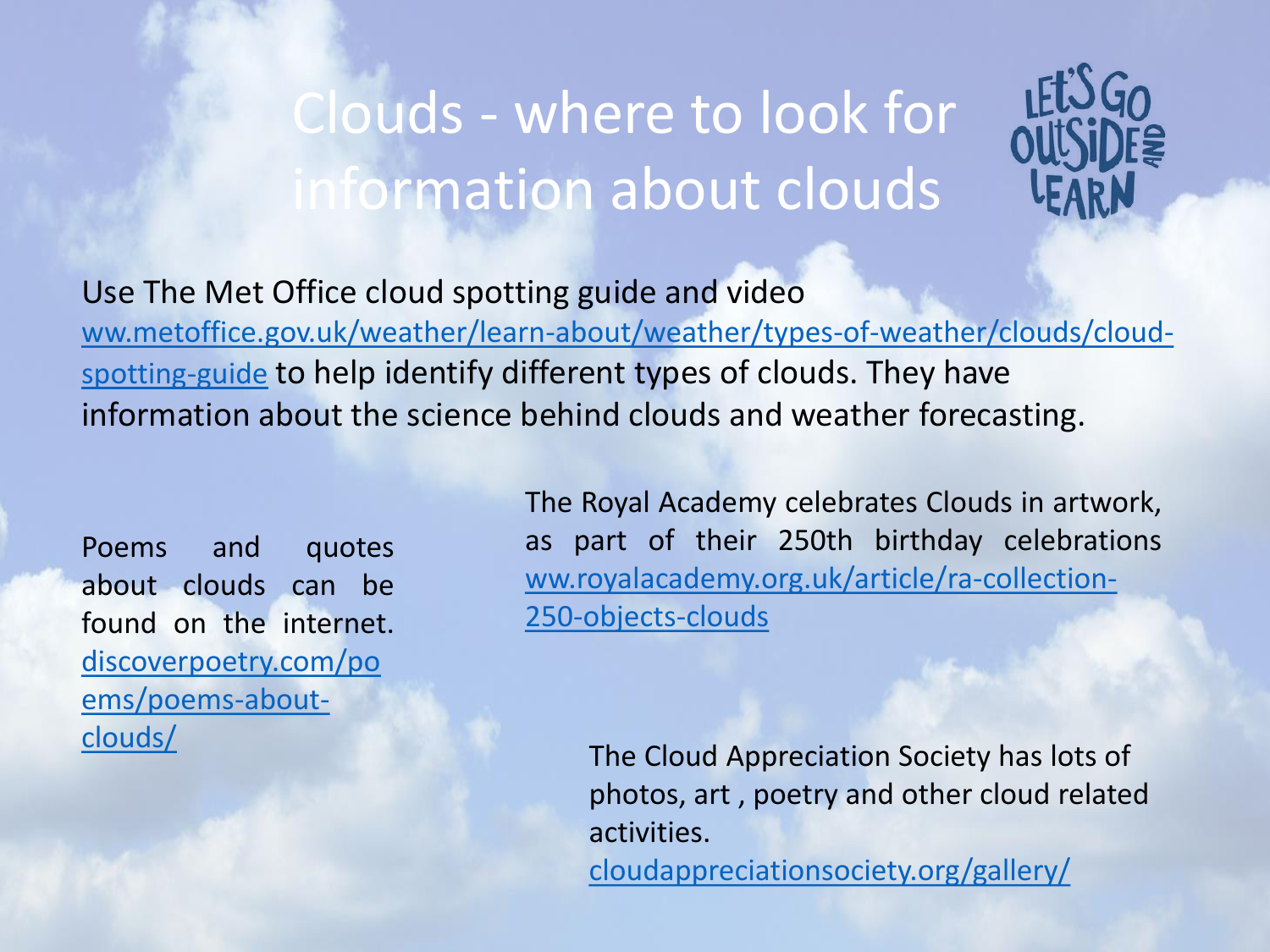# Clouds - where to look for information about clouds

LET'S GO OUTSIDE AND LEARN

Use The Met Office cloud spotting guide and video ww.metoffice.gov.uk/weather/learn-about/weather/types-of-weather/clouds/cloud-spotting-guide to help identify different types of clouds. They have information about the science behind clouds and weather forecasting.

Poems and quotes about clouds can be found on the internet. discoverpoetry.com/poems/poems-about-clouds/

The Royal Academy celebrates Clouds in artwork, as part of their 250th birthday celebrations ww.royalacademy.org.uk/article/ra-collection-250-objects-clouds

The Cloud Appreciation Society has lots of photos, art , poetry and other cloud related activities.
cloudappreciationsociety.org/gallery/